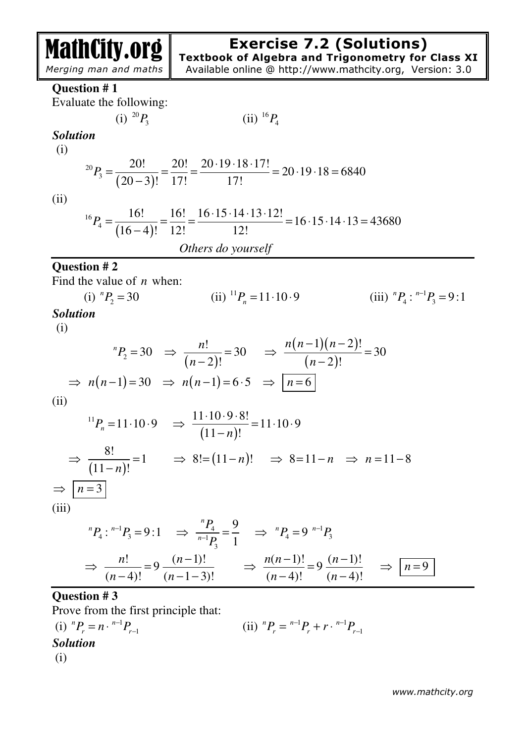# MathCity.org
*Merging man and maths*

## Exercise 7.2 (Solutions)
**Textbook of Algebra and Trigonometry for Class XI**
Available online @ http://www.mathcity.org, Version: 3.0

**Question # 1**
Evaluate the following:

(i) ${}^{20}P_3$  (ii) ${}^{16}P_4$

***Solution***

(i)

$${}^{20}P_3 = \frac{20!}{(20-3)!} = \frac{20!}{17!} = \frac{20\cdot 19\cdot 18\cdot 17!}{17!} = 20\cdot 19\cdot 18 = 6840$$

(ii)

$${}^{16}P_4 = \frac{16!}{(16-4)!} = \frac{16!}{12!} = \frac{16\cdot 15\cdot 14\cdot 13\cdot 12!}{12!} = 16\cdot 15\cdot 14\cdot 13 = 43680$$

*Others do yourself*

**Question # 2**
Find the value of $n$ when:

(i) ${}^{n}P_2 = 30$  (ii) ${}^{11}P_n = 11\cdot 10\cdot 9$  (iii) ${}^{n}P_4 : {}^{n-1}P_3 = 9:1$

***Solution***

(i)

$${}^{n}P_2 = 30 \;\Rightarrow\; \frac{n!}{(n-2)!} = 30 \;\Rightarrow\; \frac{n(n-1)(n-2)!}{(n-2)!} = 30$$

$$\Rightarrow\; n(n-1) = 30 \;\Rightarrow\; n(n-1) = 6\cdot 5 \;\Rightarrow\; \boxed{n=6}$$

(ii)

$${}^{11}P_n = 11\cdot 10\cdot 9 \;\Rightarrow\; \frac{11\cdot 10\cdot 9\cdot 8!}{(11-n)!} = 11\cdot 10\cdot 9$$

$$\Rightarrow\; \frac{8!}{(11-n)!} = 1 \;\Rightarrow\; 8! = (11-n)! \;\Rightarrow\; 8 = 11-n \;\Rightarrow\; n = 11-8$$

$$\Rightarrow\; \boxed{n=3}$$

(iii)

$${}^{n}P_4 : {}^{n-1}P_3 = 9:1 \;\Rightarrow\; \frac{{}^{n}P_4}{{}^{n-1}P_3} = \frac{9}{1} \;\Rightarrow\; {}^{n}P_4 = 9\;{}^{n-1}P_3$$

$$\Rightarrow\; \frac{n!}{(n-4)!} = 9\,\frac{(n-1)!}{(n-1-3)!} \;\Rightarrow\; \frac{n(n-1)!}{(n-4)!} = 9\,\frac{(n-1)!}{(n-4)!} \;\Rightarrow\; \boxed{n=9}$$

**Question # 3**
Prove from the first principle that:

(i) ${}^{n}P_r = n\cdot {}^{n-1}P_{r-1}$  (ii) ${}^{n}P_r = {}^{n-1}P_r + r\cdot {}^{n-1}P_{r-1}$

***Solution***

(i)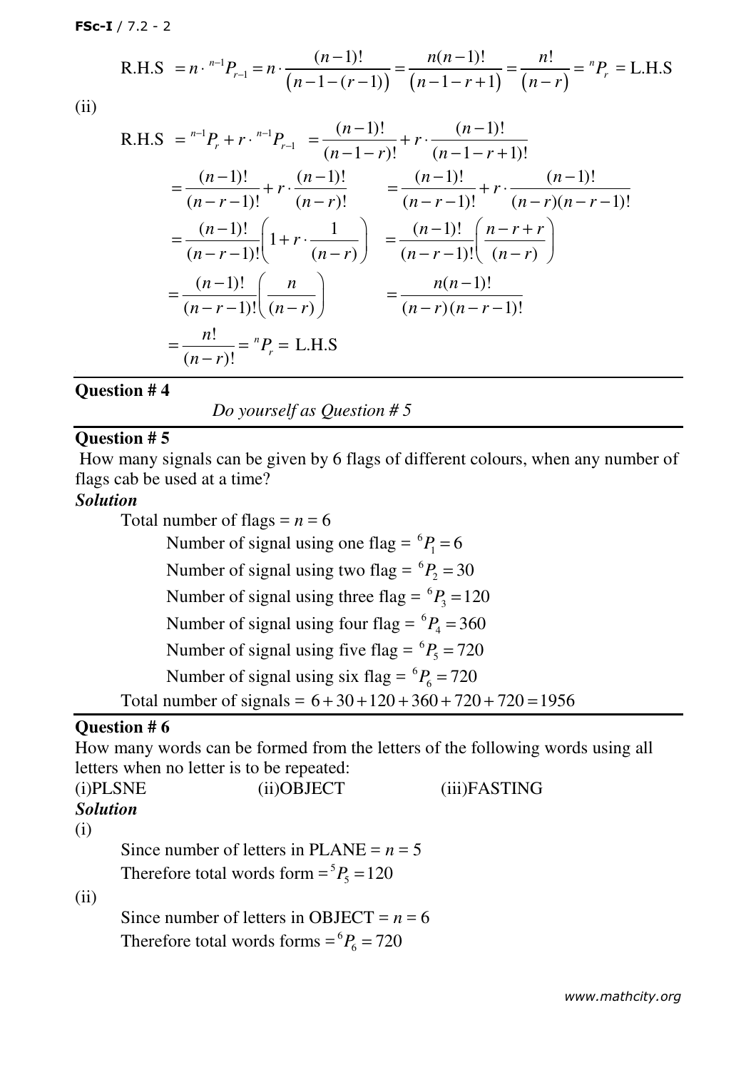$$\text{R.H.S } = n \cdot {}^{n-1}P_{r-1} = n \cdot \frac{(n-1)!}{\left(n-1-(r-1)\right)} = \frac{n(n-1)!}{\left(n-1-r+1\right)} = \frac{n!}{\left(n-r\right)} = {}^{n}P_{r} = \text{L.H.S}$$

(ii)

$$\text{R.H.S } = {}^{n-1}P_{r} + r \cdot {}^{n-1}P_{r-1} \quad = \frac{(n-1)!}{(n-1-r)!} + r \cdot \frac{(n-1)!}{(n-1-r+1)!}$$

$$= \frac{(n-1)!}{(n-r-1)!} + r \cdot \frac{(n-1)!}{(n-r)!} \qquad = \frac{(n-1)!}{(n-r-1)!} + r \cdot \frac{(n-1)!}{(n-r)(n-r-1)!}$$

$$= \frac{(n-1)!}{(n-r-1)!}\left(1 + r \cdot \frac{1}{(n-r)}\right) \quad = \frac{(n-1)!}{(n-r-1)!}\left(\frac{n-r+r}{(n-r)}\right)$$

$$= \frac{(n-1)!}{(n-r-1)!}\left(\frac{n}{(n-r)}\right) \qquad = \frac{n(n-1)!}{(n-r)(n-r-1)!}$$

$$= \frac{n!}{(n-r)!} = {}^{n}P_{r} = \text{L.H.S}$$

---

**Question # 4**

*Do yourself as Question # 5*

---

**Question # 5**

How many signals can be given by 6 flags of different colours, when any number of flags cab be used at a time?

***Solution***

Total number of flags = $n = 6$

Number of signal using one flag = ${}^{6}P_{1} = 6$

Number of signal using two flag = ${}^{6}P_{2} = 30$

Number of signal using three flag = ${}^{6}P_{3} = 120$

Number of signal using four flag = ${}^{6}P_{4} = 360$

Number of signal using five flag = ${}^{6}P_{5} = 720$

Number of signal using six flag = ${}^{6}P_{6} = 720$

Total number of signals = $6 + 30 + 120 + 360 + 720 + 720 = 1956$

---

**Question # 6**

How many words can be formed from the letters of the following words using all letters when no letter is to be repeated:

(i)PLSNE (ii)OBJECT (iii)FASTING

***Solution***

(i)

Since number of letters in PLANE = $n = 5$

Therefore total words form = ${}^{5}P_{5} = 120$

(ii)

Since number of letters in OBJECT = $n = 6$

Therefore total words forms = ${}^{6}P_{6} = 720$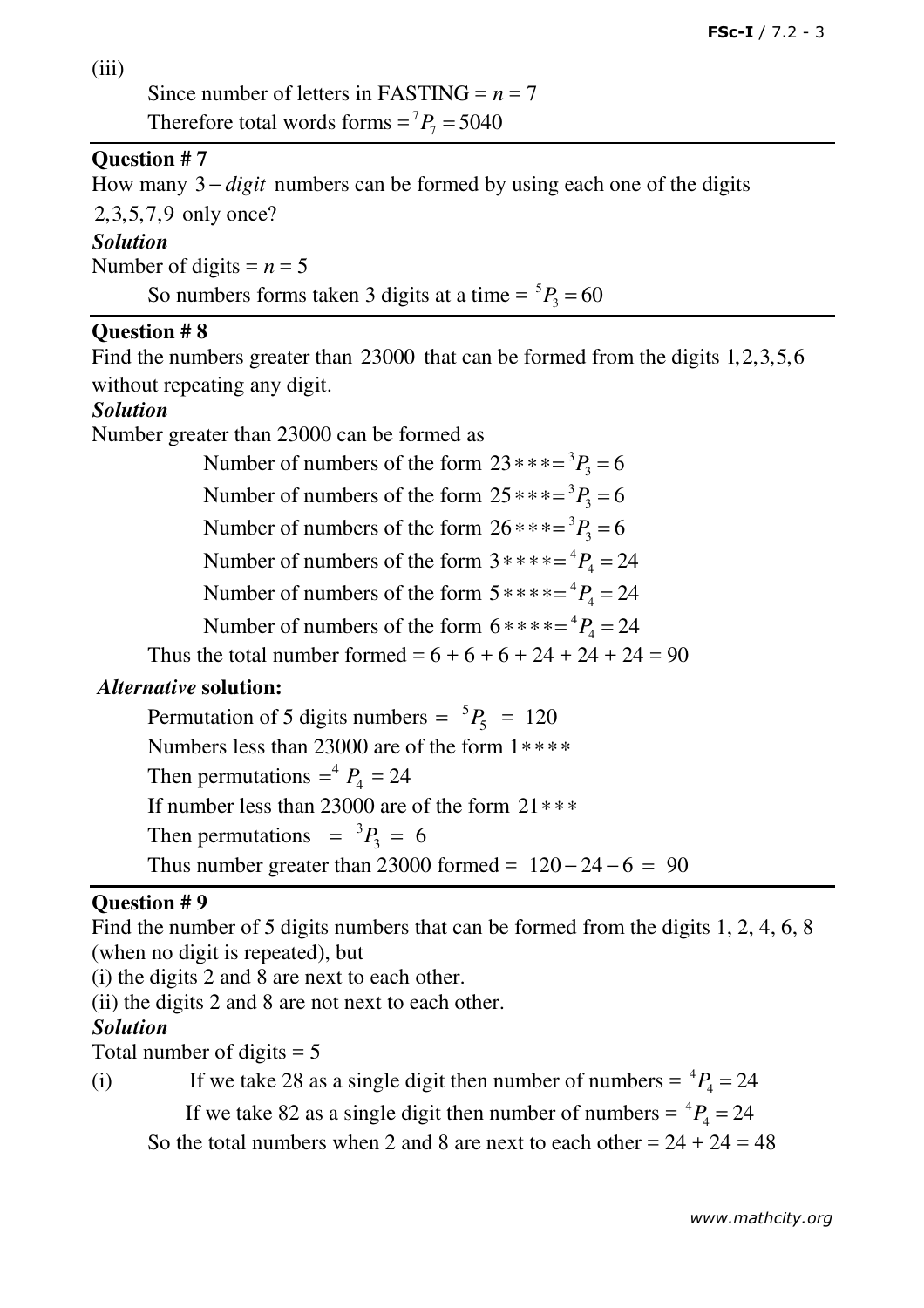(iii)

Since number of letters in FASTING = $n = 7$

Therefore total words forms = ${}^7P_7 = 5040$

---

**Question # 7**

How many $3-digit$ numbers can be formed by using each one of the digits $2,3,5,7,9$ only once?

***Solution***

Number of digits = $n = 5$

So numbers forms taken 3 digits at a time = ${}^5P_3 = 60$

---

**Question # 8**

Find the numbers greater than $23000$ that can be formed from the digits $1,2,3,5,6$ without repeating any digit.

***Solution***

Number greater than 23000 can be formed as

Number of numbers of the form $23*** = {}^3P_3 = 6$

Number of numbers of the form $25*** = {}^3P_3 = 6$

Number of numbers of the form $26*** = {}^3P_3 = 6$

Number of numbers of the form $3**** = {}^4P_4 = 24$

Number of numbers of the form $5**** = {}^4P_4 = 24$

Number of numbers of the form $6**** = {}^4P_4 = 24$

Thus the total number formed = 6 + 6 + 6 + 24 + 24 + 24 = 90

***Alternative* solution:**

Permutation of 5 digits numbers = ${}^5P_5$ = 120

Numbers less than 23000 are of the form $1****$

Then permutations $= {}^4P_4 = 24$

If number less than 23000 are of the form $21***$

Then permutations = ${}^3P_3$ = 6

Thus number greater than 23000 formed = $120-24-6$ = 90

---

**Question # 9**

Find the number of 5 digits numbers that can be formed from the digits 1, 2, 4, 6, 8 (when no digit is repeated), but

(i) the digits 2 and 8 are next to each other.

(ii) the digits 2 and 8 are not next to each other.

***Solution***

Total number of digits = 5

(i) If we take 28 as a single digit then number of numbers = ${}^4P_4 = 24$

If we take 82 as a single digit then number of numbers = ${}^4P_4 = 24$

So the total numbers when 2 and 8 are next to each other = 24 + 24 = 48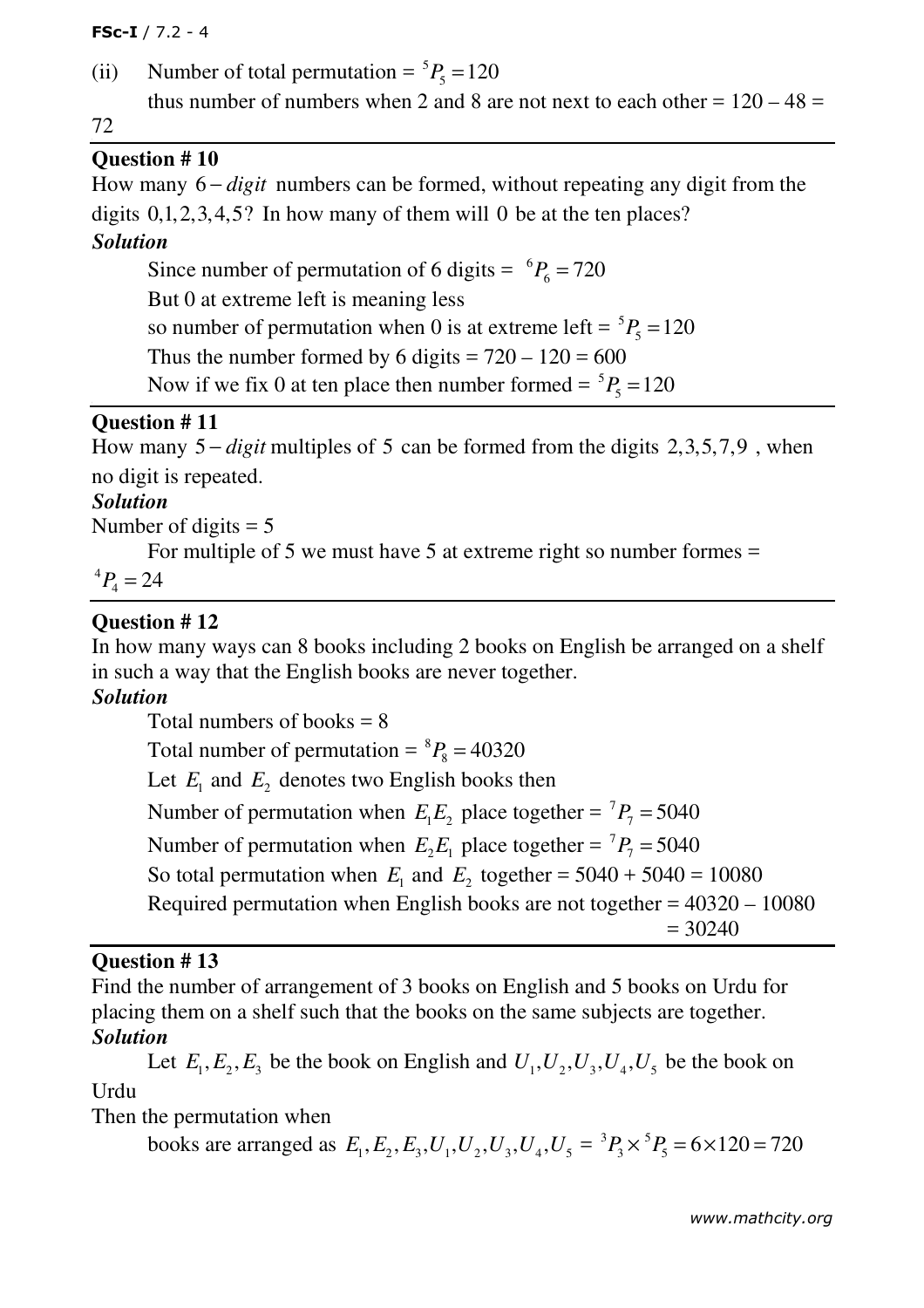(ii) Number of total permutation = ${}^5P_5 = 120$

thus number of numbers when 2 and 8 are not next to each other = 120 – 48 = 72

---

**Question # 10**

How many $6-digit$ numbers can be formed, without repeating any digit from the digits $0,1,2,3,4,5$? In how many of them will $0$ be at the ten places?

***Solution***

Since number of permutation of 6 digits = ${}^6P_6 = 720$

But 0 at extreme left is meaning less

so number of permutation when 0 is at extreme left = ${}^5P_5 = 120$

Thus the number formed by 6 digits = 720 – 120 = 600

Now if we fix 0 at ten place then number formed = ${}^5P_5 = 120$

---

**Question # 11**

How many $5-digit$ multiples of $5$ can be formed from the digits $2,3,5,7,9$ , when no digit is repeated.

***Solution***

Number of digits = 5

For multiple of 5 we must have 5 at extreme right so number formes = ${}^4P_4 = 24$

---

**Question # 12**

In how many ways can 8 books including 2 books on English be arranged on a shelf in such a way that the English books are never together.

***Solution***

Total numbers of books = 8

Total number of permutation = ${}^8P_8 = 40320$

Let $E_1$ and $E_2$ denotes two English books then

Number of permutation when $E_1E_2$ place together = ${}^7P_7 = 5040$

Number of permutation when $E_2E_1$ place together = ${}^7P_7 = 5040$

So total permutation when $E_1$ and $E_2$ together = 5040 + 5040 = 10080

Required permutation when English books are not together = 40320 – 10080
= 30240

---

**Question # 13**

Find the number of arrangement of 3 books on English and 5 books on Urdu for placing them on a shelf such that the books on the same subjects are together.

***Solution***

Let $E_1, E_2, E_3$ be the book on English and $U_1, U_2, U_3, U_4, U_5$ be the book on Urdu

Then the permutation when

books are arranged as $E_1, E_2, E_3, U_1, U_2, U_3, U_4, U_5$ = ${}^3P_3 \times {}^5P_5 = 6 \times 120 = 720$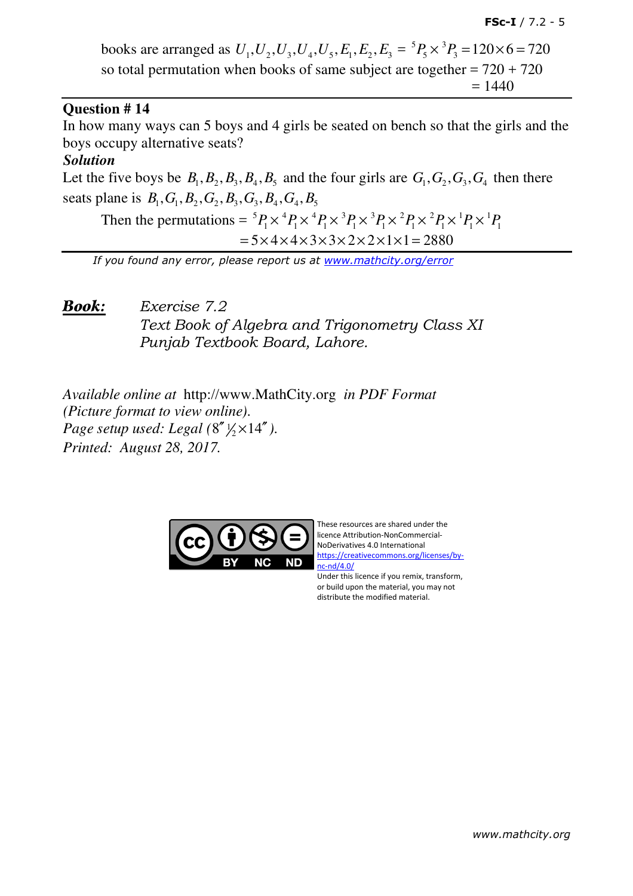books are arranged as $U_1, U_2, U_3, U_4, U_5, E_1, E_2, E_3$ = ${}^5P_5 \times {}^3P_3 = 120 \times 6 = 720$

so total permutation when books of same subject are together = 720 + 720

= 1440

---

**Question # 14**

In how many ways can 5 boys and 4 girls be seated on bench so that the girls and the boys occupy alternative seats?

***Solution***

Let the five boys be $B_1, B_2, B_3, B_4, B_5$ and the four girls are $G_1, G_2, G_3, G_4$ then there seats plane is $B_1, G_1, B_2, G_2, B_3, G_3, B_4, G_4, B_5$

Then the permutations = ${}^5P_1 \times {}^4P_1 \times {}^4P_1 \times {}^3P_1 \times {}^3P_1 \times {}^2P_1 \times {}^2P_1 \times {}^1P_1 \times {}^1P_1$

$= 5 \times 4 \times 4 \times 3 \times 3 \times 2 \times 2 \times 1 \times 1 = 2880$

---

*If you found any error, please report us at www.mathcity.org/error*

***Book:*** *Exercise 7.2*
*Text Book of Algebra and Trigonometry Class XI*
*Punjab Textbook Board, Lahore.*

*Available online at* http://www.MathCity.org *in PDF Format*
*(Picture format to view online).*
*Page setup used: Legal ($8'' \frac{1}{2} \times 14''$).*
*Printed: August 28, 2017.*

These resources are shared under the licence Attribution-NonCommercial-NoDerivatives 4.0 International https://creativecommons.org/licenses/by-nc-nd/4.0/
Under this licence if you remix, transform, or build upon the material, you may not distribute the modified material.